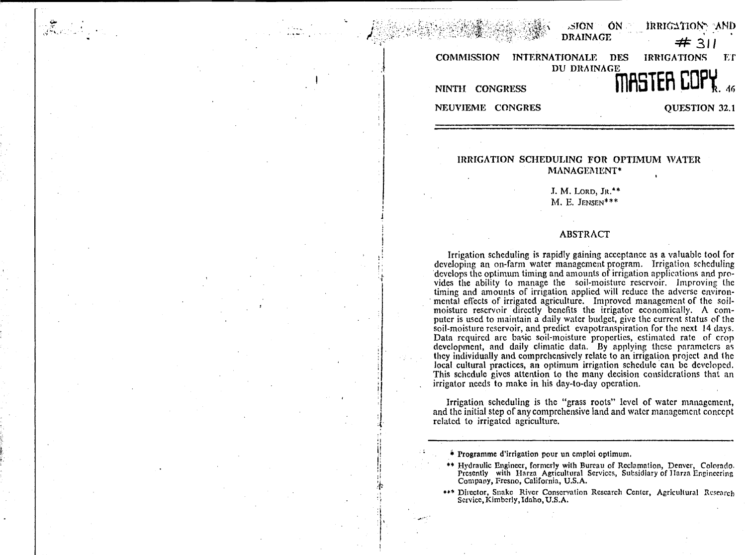...SION ON IRRIGATION AND DRAINAGE

# 311

COMMISSION INTERNATIONALE DES IRRIGATIONS ET DU DRAINAGE

MASTER COPY

NINTH CONGRESS R. 46

NEUVIEME CONGRES QUESTION 32.1

# IRRIGATION SCHEDULING FOR OPTIMUM WATER MANAGEMENT*

J. M. LORD, JR.**
M. E. JENSEN***

## ABSTRACT

Irrigation scheduling is rapidly gaining acceptance as a valuable tool for developing an on-farm water management program. Irrigation scheduling develops the optimum timing and amounts of irrigation applications and provides the ability to manage the soil-moisture reservoir. Improving the timing and amounts of irrigation applied will reduce the adverse environmental effects of irrigated agriculture. Improved management of the soil-moisture reservoir directly benefits the irrigator economically. A computer is used to maintain a daily water budget, give the current status of the soil-moisture reservoir, and predict evapotranspiration for the next 14 days. Data required are basic soil-moisture properties, estimated rate of crop development, and daily climatic data. By applying these parameters as they individually and comprehensively relate to an irrigation project and the local cultural practices, an optimum irrigation schedule can be developed. This schedule gives attention to the many decision considerations that an irrigator needs to make in his day-to-day operation.

Irrigation scheduling is the "grass roots" level of water management, and the initial step of any comprehensive land and water management concept related to irrigated agriculture.

---

\* Programme d'irrigation pour un emploi optimum.

\*\* Hydraulic Engineer, formerly with Bureau of Reclamation, Denver, Colorado. Presently with Harza Agricultural Services, Subsidiary of Harza Engineering Company, Fresno, California, U.S.A.

\*\*\* Director, Snake River Conservation Research Center, Agricultural Research Service, Kimberly, Idaho, U.S.A.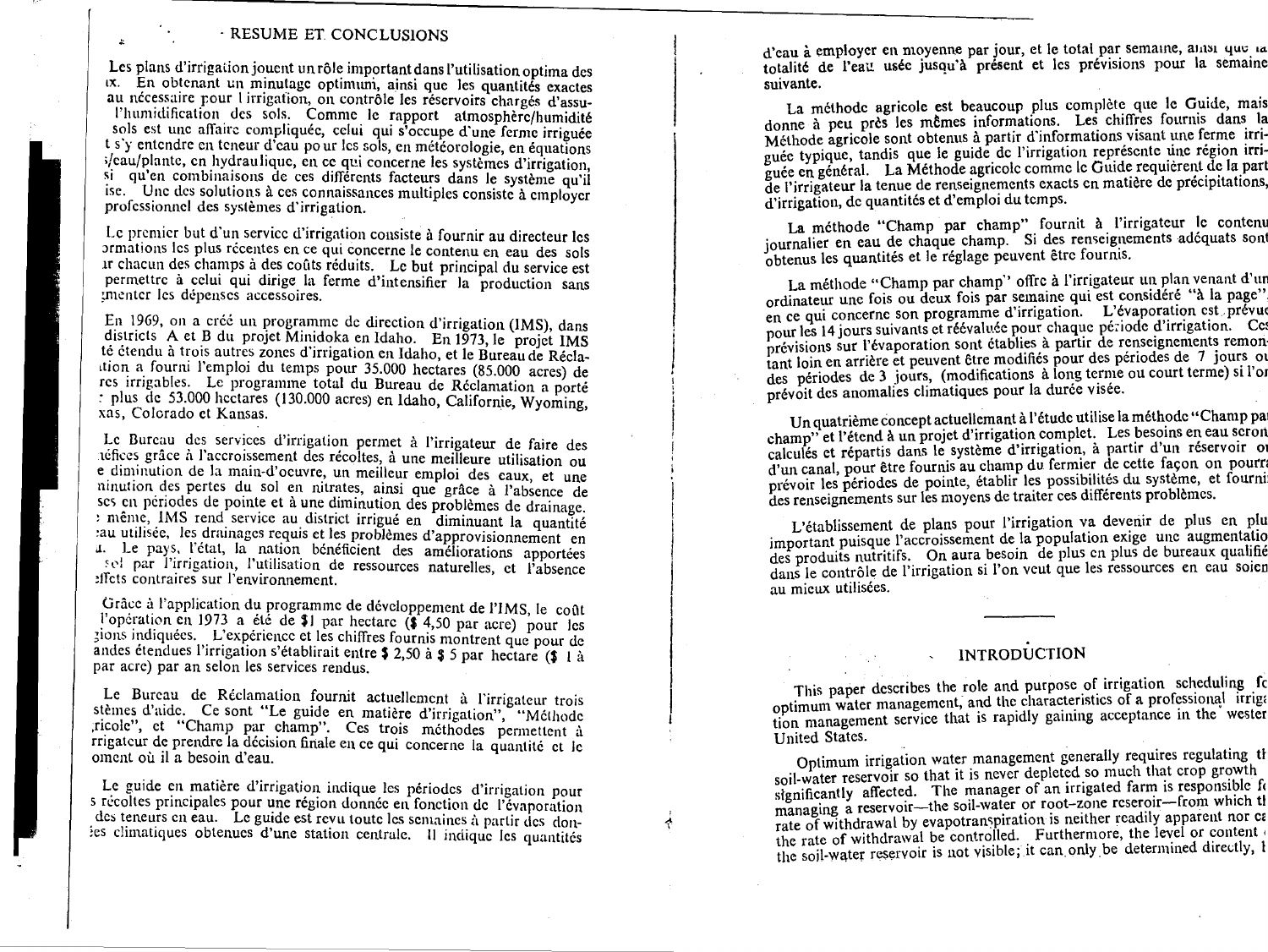## RESUME ET CONCLUSIONS

Les plans d'irrigation jouent un rôle important dans l'utilisation optima des ıx. En obtenant un minutage optimum, ainsi que les quantités exactes au nécessaire pour l irrigation, on contrôle les réservoirs chargés d'assu- l'humidification des sols. Comme le rapport atmosphère/humidité sols est une affaire compliquée, celui qui s'occupe d'une ferme irriguée t s'y entendre en teneur d'eau pour les sols, en météorologie, en équations ;/eau/plante, en hydraulique, en ce qui concerne les systèmes d'irrigation, si qu'en combinaisons de ces différents facteurs dans le système qu'il ise. Une des solutions à ces connaissances multiples consiste à employer professionnel des systèmes d'irrigation.

Le premier but d'un service d'irrigation consiste à fournir au directeur les ormations les plus récentes en ce qui concerne le contenu en eau des sols ır chacun des champs à des coûts réduits. Le but principal du service est permettre à celui qui dirige la ferme d'intensifier la production sans ;menter les dépenses accessoires.

En 1969, on a créé un programme de direction d'irrigation (IMS), dans districts A et B du projet Minidoka en Idaho. En 1973, le projet IMS té étendu à trois autres zones d'irrigation en Idaho, et le Bureau de Récla- ıtion a fourni l'emploi du temps pour 35.000 hectares (85.000 acres) de res irrigables. Le programme total du Bureau de Réclamation a porté : plus de 53.000 hectares (130.000 acres) en Idaho, Californie, Wyoming, xas, Colorado et Kansas.

Le Bureau des services d'irrigation permet à l'irrigateur de faire des ıéfices grâce à l'accroissement des récoltes, à une meilleure utilisation ou e diminution de la main-d'ocuvre, un meilleur emploi des eaux, et une ninution des pertes du sol en nitrates, ainsi que grâce à l'absence de ses en périodes de pointe et à une diminution des problèmes de drainage. : même, IMS rend service au district irrigué en diminuant la quantité :au utilisée, les drainages requis et les problèmes d'approvisionnement en ı. Le pays, l'état, la nation bénéficient des améliorations apportées sol par l'irrigation, l'utilisation de ressources naturelles, et l'absence ;ffets contraires sur l'environnement.

Grâce à l'application du programme de développement de l'IMS, le coût l'opération en 1973 a été de $1 par hectare ($ 4,50 par acre) pour les ;ions indiquées. L'expérience et les chiffres fournis montrent que pour de andes étendues l'irrigation s'établirait entre $ 2,50 à $ 5 par hectare ($ 1 à par acre) par an selon les services rendus.

Le Bureau de Réclamation fournit actuellement à l'irrigateur trois stèmes d'aide. Ce sont "Le guide en matière d'irrigation", "Méthode ;ricole", et "Champ par champ". Ces trois méthodes permettent à rrigateur de prendre la décision finale en ce qui concerne la quantité et le oment où il a besoin d'eau.

Le guide en matière d'irrigation indique les périodes d'irrigation pour s récoltes principales pour une région donnée en fonction de l'évaporation des teneurs en eau. Le guide est revu toutes les semaines à partir des don- ;es climatiques obtenues d'une station centrale. Il indique les quantités d'eau à employer en moyenne par jour, et le total par semaine, ainsi que la totalité de l'eau usée jusqu'à présent et les prévisions pour la semaine suivante.

La méthode agricole est beaucoup plus complète que le Guide, mais donne à peu près les mêmes informations. Les chiffres fournis dans la Méthode agricole sont obtenus à partir d'informations visant une ferme irriguée typique, tandis que le guide de l'irrigation représente une région irriguée en général. La Méthode agricole comme le Guide requièrent de la part de l'irrigateur la tenue de renseignements exacts en matière de précipitations, d'irrigation, de quantités et d'emploi du temps.

La méthode "Champ par champ" fournit à l'irrigateur le contenu journalier en eau de chaque champ. Si des renseignements adéquats sont obtenus les quantités et le réglage peuvent être fournis.

La méthode "Champ par champ" offre à l'irrigateur un plan venant d'un ordinateur une fois ou deux fois par semaine qui est considéré "à la page", en ce qui concerne son programme d'irrigation. L'évaporation est prévue pour les 14 jours suivants et réévaluée pour chaque période d'irrigation. Ces prévisions sur l'évaporation sont établies à partir de renseignements remontant loin en arrière et peuvent être modifiés pour des périodes de 7 jours ou des périodes de 3 jours, (modifications à long terme ou court terme) si l'on prévoit des anomalies climatiques pour la durée visée.

Un quatrième concept actuellement à l'étude utilise la méthode "Champ par champ" et l'étend à un projet d'irrigation complet. Les besoins en eau seront calculés et répartis dans le système d'irrigation, à partir d'un réservoir ou d'un canal, pour être fournis au champ du fermier de cette façon on pourra prévoir les périodes de pointe, établir les possibilités du système, et fournir des renseignements sur les moyens de traiter ces différents problèmes.

L'établissement de plans pour l'irrigation va devenir de plus en plus important puisque l'accroissement de la population exige une augmentation des produits nutritifs. On aura besoin de plus en plus de bureaux qualifiés dans le contrôle de l'irrigation si l'on veut que les ressources en eau soient au mieux utilisées.

---

## INTRODUCTION

This paper describes the role and purpose of irrigation scheduling for optimum water management, and the characteristics of a professional irrigation management service that is rapidly gaining acceptance in the western United States.

Optimum irrigation water management generally requires regulating the soil-water reservoir so that it is never depleted so much that crop growth is significantly affected. The manager of an irrigated farm is responsible for managing a reservoir—the soil-water or root-zone reseroir—from which the rate of withdrawal by evapotranspiration is neither readily apparent nor can the rate of withdrawal be controlled. Furthermore, the level or content of the soil-water reservoir is not visible; it can only be determined directly, b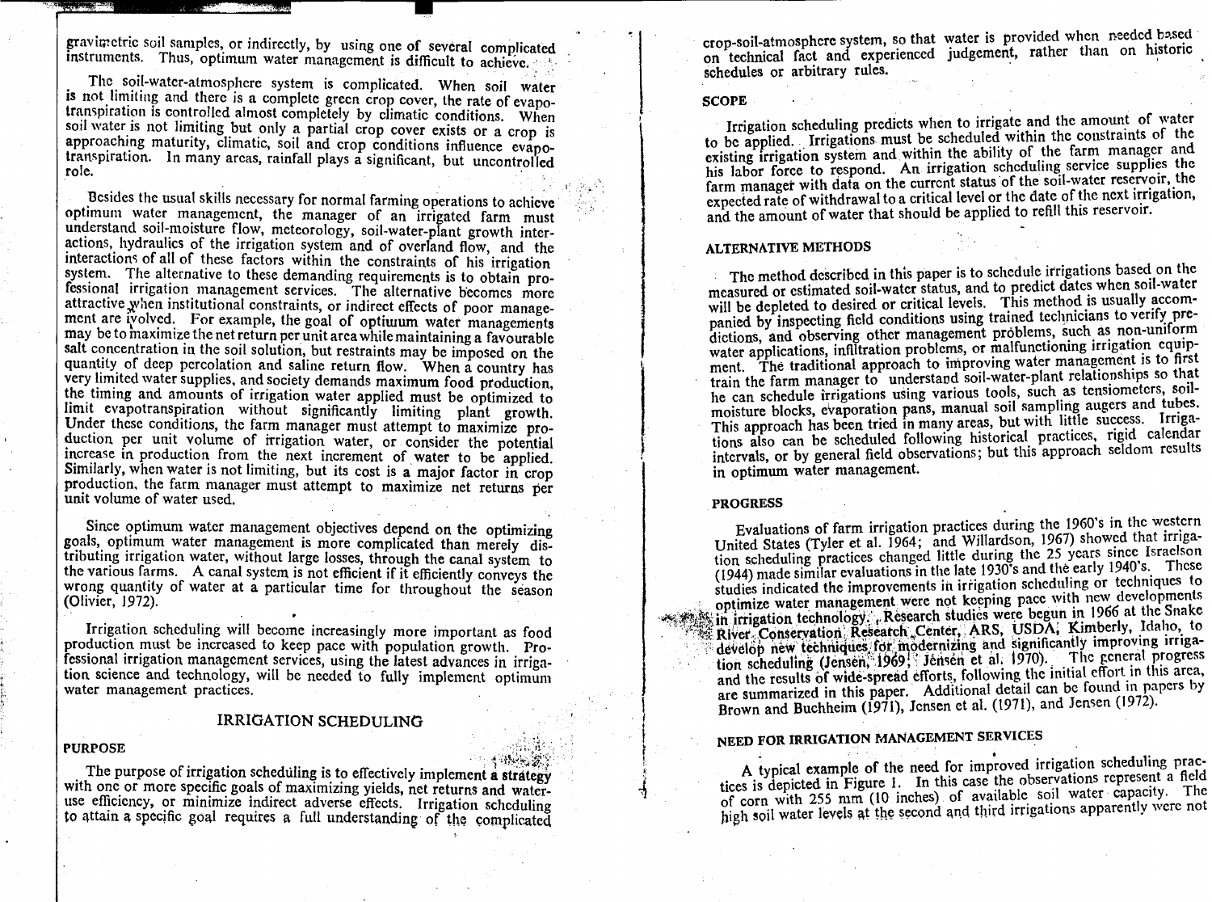gravimetric soil samples, or indirectly, by using one of several complicated instruments. Thus, optimum water management is difficult to achieve.

The soil-water-atmosphere system is complicated. When soil water is not limiting and there is a complete green crop cover, the rate of evapotranspiration is controlled almost completely by climatic conditions. When soil water is not limiting but only a partial crop cover exists or a crop is approaching maturity, climatic, soil and crop conditions influence evapotranspiration. In many areas, rainfall plays a significant, but uncontrolled role.

Besides the usual skills necessary for normal farming operations to achieve optimum water management, the manager of an irrigated farm must understand soil-moisture flow, meteorology, soil-water-plant growth interactions, hydraulics of the irrigation system and of overland flow, and the interactions of all of these factors within the constraints of his irrigation system. The alternative to these demanding requirements is to obtain professional irrigation management services. The alternative becomes more attractive when institutional constraints, or indirect effects of poor management are involved. For example, the goal of optimum water managements may be to maximize the net return per unit area while maintaining a favourable salt concentration in the soil solution, but restraints may be imposed on the quantity of deep percolation and saline return flow. When a country has very limited water supplies, and society demands maximum food production, the timing and amounts of irrigation water applied must be optimized to limit evapotranspiration without significantly limiting plant growth. Under these conditions, the farm manager must attempt to maximize production per unit volume of irrigation water, or consider the potential increase in production from the next increment of water to be applied. Similarly, when water is not limiting, but its cost is a major factor in crop production, the farm manager must attempt to maximize net returns per unit volume of water used.

Since optimum water management objectives depend on the optimizing goals, optimum water management is more complicated than merely distributing irrigation water, without large losses, through the canal system to the various farms. A canal system is not efficient if it efficiently conveys the wrong quantity of water at a particular time for throughout the season (Olivier, 1972).

Irrigation scheduling will become increasingly more important as food production must be increased to keep pace with population growth. Professional irrigation management services, using the latest advances in irrigation science and technology, will be needed to fully implement optimum water management practices.

## IRRIGATION SCHEDULING

### PURPOSE

The purpose of irrigation scheduling is to effectively implement a strategy with one or more specific goals of maximizing yields, net returns and water-use efficiency, or minimize indirect adverse effects. Irrigation scheduling to attain a specific goal requires a full understanding of the complicated crop-soil-atmosphere system, so that water is provided when needed based on technical fact and experienced judgement, rather than on historic schedules or arbitrary rules.

### SCOPE

Irrigation scheduling predicts when to irrigate and the amount of water to be applied. Irrigations must be scheduled within the constraints of the existing irrigation system and within the ability of the farm manager and his labor force to respond. An irrigation scheduling service supplies the farm manager with data on the current status of the soil-water reservoir, the expected rate of withdrawal to a critical level or the date of the next irrigation, and the amount of water that should be applied to refill this reservoir.

### ALTERNATIVE METHODS

The method described in this paper is to schedule irrigations based on the measured or estimated soil-water status, and to predict dates when soil-water will be depleted to desired or critical levels. This method is usually accompanied by inspecting field conditions using trained technicians to verify predictions, and observing other management problems, such as non-uniform water applications, infiltration problems, or malfunctioning irrigation equipment. The traditional approach to improving water management is to first train the farm manager to understand soil-water-plant relationships so that he can schedule irrigations using various tools, such as tensiometers, soil-moisture blocks, evaporation pans, manual soil sampling augers and tubes. This approach has been tried in many areas, but with little success. Irrigations also can be scheduled following historical practices, rigid calendar intervals, or by general field observations; but this approach seldom results in optimum water management.

### PROGRESS

Evaluations of farm irrigation practices during the 1960's in the western United States (Tyler et al. 1964; and Willardson, 1967) showed that irrigation scheduling practices changed little during the 25 years since Israelson (1944) made similar evaluations in the late 1930's and the early 1940's. These studies indicated the improvements in irrigation scheduling or techniques to optimize water management were not keeping pace with new developments in irrigation technology. Research studies were begun in 1966 at the Snake River Conservation Research Center, ARS, USDA, Kimberly, Idaho, to develop new techniques for modernizing and significantly improving irrigation scheduling (Jensen, 1969; Jensen et al. 1970). The general progress and the results of wide-spread efforts, following the initial effort in this area, are summarized in this paper. Additional detail can be found in papers by Brown and Buchheim (1971), Jensen et al. (1971), and Jensen (1972).

### NEED FOR IRRIGATION MANAGEMENT SERVICES

A typical example of the need for improved irrigation scheduling practices is depicted in Figure 1. In this case the observations represent a field of corn with 255 mm (10 inches) of available soil water capacity. The high soil water levels at the second and third irrigations apparently were not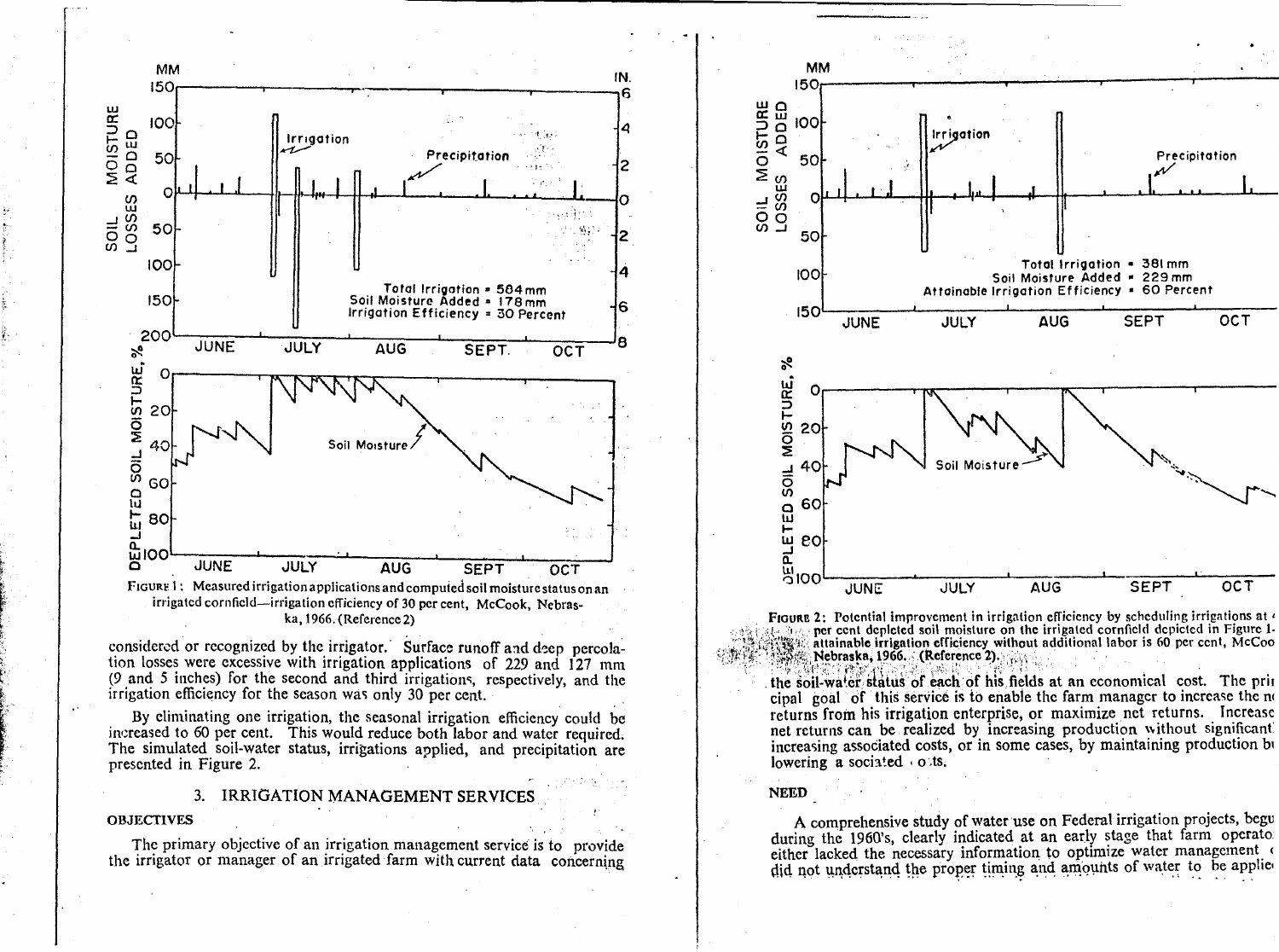Figure 1: Measured irrigation applications and computed soil moisture status on an irrigated cornfield—irrigation efficiency of 30 per cent, McCook, Nebraska, 1966. (Reference 2)

considered or recognized by the irrigator. Surface runoff and deep percolation losses were excessive with irrigation applications of 229 and 127 mm (9 and 5 inches) for the second and third irrigations, respectively, and the irrigation efficiency for the season was only 30 per cent.

By eliminating one irrigation, the seasonal irrigation efficiency could be increased to 60 per cent. This would reduce both labor and water required. The simulated soil-water status, irrigations applied, and precipitation are presented in Figure 2.

## 3. IRRIGATION MANAGEMENT SERVICES

### OBJECTIVES

The primary objective of an irrigation management service is to provide the irrigator or manager of an irrigated farm with current data concerning the soil-water status of each of his fields at an economical cost. The principal goal of this service is to enable the farm manager to increase the net returns from his irrigation enterprise, or maximize net returns. Increased net returns can be realized by increasing production without significantly increasing associated costs, or in some cases, by maintaining production but lowering associated costs.

Figure 2: Potential improvement in irrigation efficiency by scheduling irrigations at 40 per cent depleted soil moisture on the irrigated cornfield depicted in Figure 1—attainable irrigation efficiency without additional labor is 60 per cent, McCook, Nebraska, 1966. (Reference 2).

### NEED

A comprehensive study of water use on Federal irrigation projects, begun during the 1960's, clearly indicated at an early stage that farm operators either lacked the necessary information to optimize water management or did not understand the proper timing and amounts of water to be applied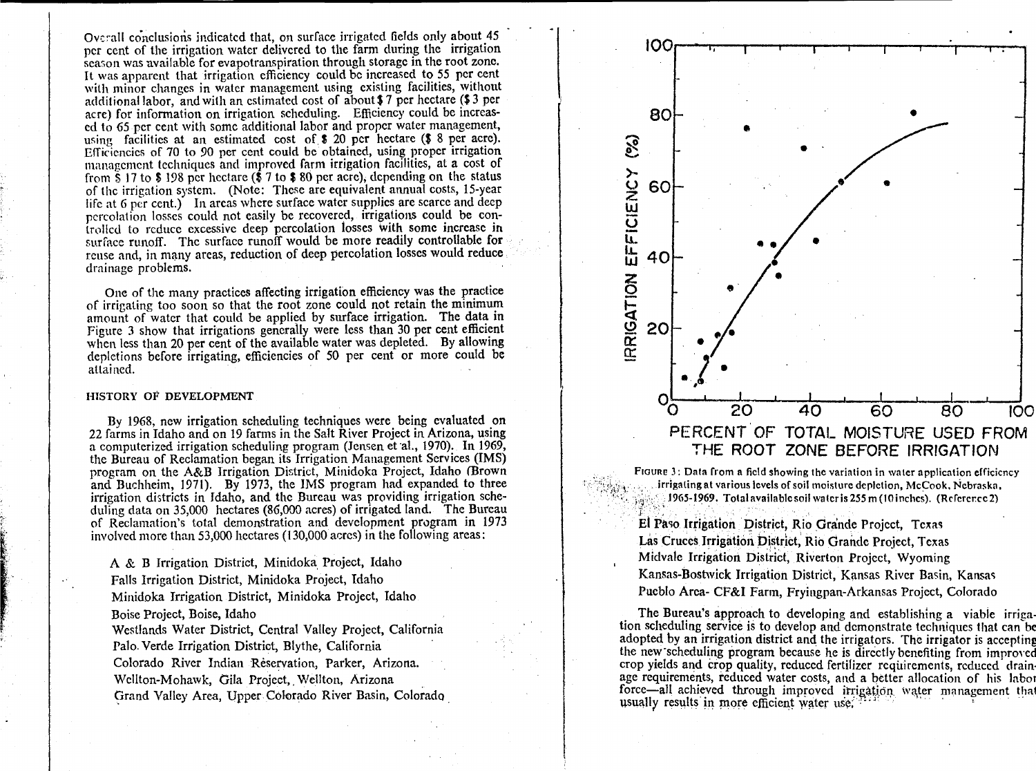Overall conclusions indicated that, on surface irrigated fields only about 45 per cent of the irrigation water delivered to the farm during the irrigation season was available for evapotranspiration through storage in the root zone. It was apparent that irrigation efficiency could be increased to 55 per cent with minor changes in water management using existing facilities, without additional labor, and with an estimated cost of about $ 7 per hectare ($ 3 per acre) for information on irrigation scheduling. Efficiency could be increased to 65 per cent with some additional labor and proper water management, using facilities at an estimated cost of $ 20 per hectare ($ 8 per acre). Efficiencies of 70 to 90 per cent could be obtained, using proper irrigation management techniques and improved farm irrigation facilities, at a cost of from $ 17 to $ 198 per hectare ($ 7 to $ 80 per acre), depending on the status of the irrigation system. (Note: These are equivalent annual costs, 15-year life at 6 per cent.) In areas where surface water supplies are scarce and deep percolation losses could not easily be recovered, irrigations could be controlled to reduce excessive deep percolation losses with some increase in surface runoff. The surface runoff would be more readily controllable for reuse and, in many areas, reduction of deep percolation losses would reduce drainage problems.

One of the many practices affecting irrigation efficiency was the practice of irrigating too soon so that the root zone could not retain the minimum amount of water that could be applied by surface irrigation. The data in Figure 3 show that irrigations generally were less than 30 per cent efficient when less than 20 per cent of the available water was depleted. By allowing depletions before irrigating, efficiencies of 50 per cent or more could be attained.

## HISTORY OF DEVELOPMENT

By 1968, new irrigation scheduling techniques were being evaluated on 22 farms in Idaho and on 19 farms in the Salt River Project in Arizona, using a computerized irrigation scheduling program (Jensen et al., 1970). In 1969, the Bureau of Reclamation began its Irrigation Management Services (IMS) program on the A&B Irrigation District, Minidoka Project, Idaho (Brown and Buchheim, 1971). By 1973, the IMS program had expanded to three irrigation districts in Idaho, and the Bureau was providing irrigation scheduling data on 35,000 hectares (86,000 acres) of irrigated land. The Bureau of Reclamation's total demonstration and development program in 1973 involved more than 53,000 hectares (130,000 acres) in the following areas:

A & B Irrigation District, Minidoka Project, Idaho
Falls Irrigation District, Minidoka Project, Idaho
Minidoka Irrigation District, Minidoka Project, Idaho
Boise Project, Boise, Idaho
Westlands Water District, Central Valley Project, California
Palo Verde Irrigation District, Blythe, California
Colorado River Indian Reservation, Parker, Arizona.
Wellton-Mohawk, Gila Project, Wellton, Arizona
Grand Valley Area, Upper Colorado River Basin, Colorado
El Paso Irrigation District, Rio Grande Project, Texas
Las Cruces Irrigation District, Rio Grande Project, Texas
Midvale Irrigation District, Riverton Project, Wyoming
Kansas-Bostwick Irrigation District, Kansas River Basin, Kansas
Pueblo Area- CF&I Farm, Fryingpan-Arkansas Project, Colorado

FIGURE 3: Data from a field showing the variation in water application efficiency irrigating at various levels of soil moisture depletion, McCook, Nebraska, 1965-1969. Total available soil water is 255 m (10 inches). (Reference 2)

The Bureau's approach to developing and establishing a viable irrigation scheduling service is to develop and demonstrate techniques that can be adopted by an irrigation district and the irrigators. The irrigator is accepting the new scheduling program because he is directly benefiting from improved crop yields and crop quality, reduced fertilizer requirements, reduced drainage requirements, reduced water costs, and a better allocation of his labor force—all achieved through improved irrigation water management that usually results in more efficient water use.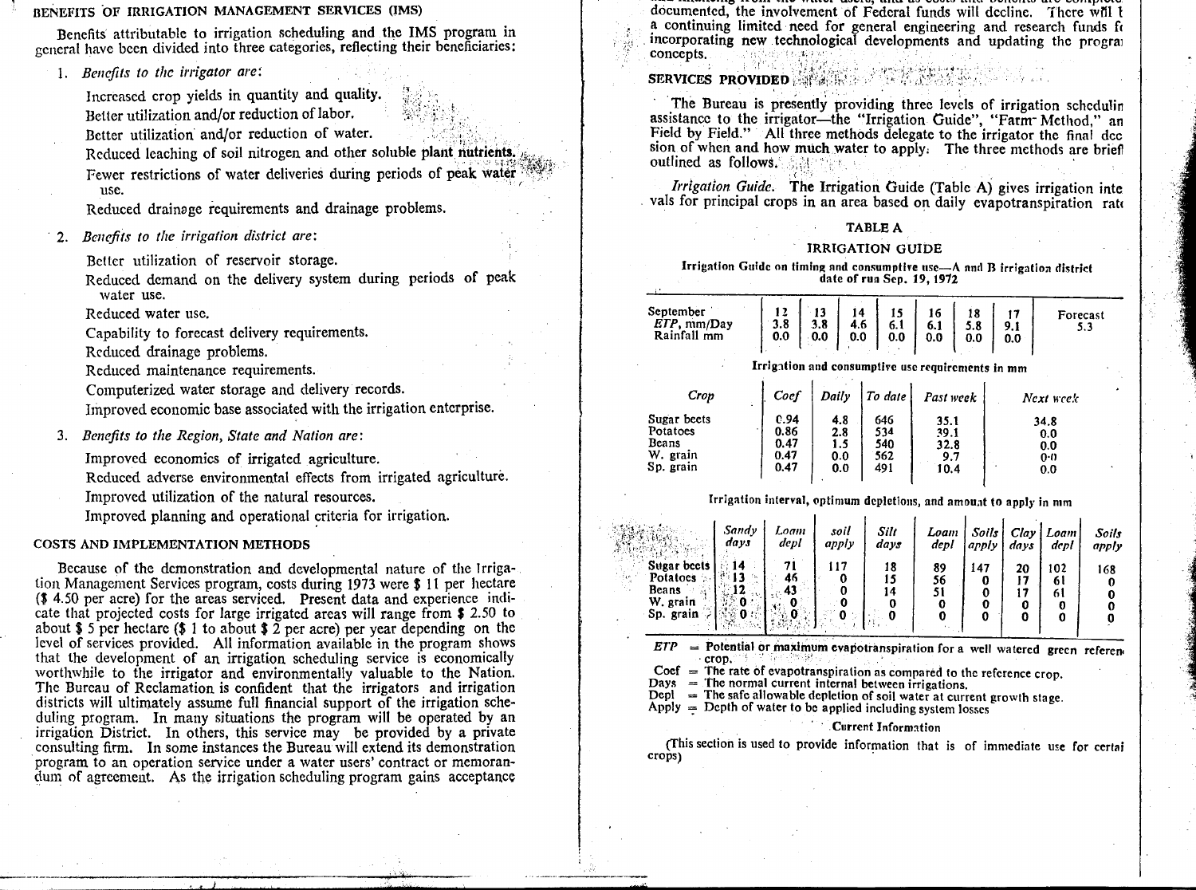## BENEFITS OF IRRIGATION MANAGEMENT SERVICES (IMS)

Benefits attributable to irrigation scheduling and the IMS program in general have been divided into three categories, reflecting their beneficiaries:

1. *Benefits to the irrigator are:*

   Increased crop yields in quantity and quality.
   Better utilization and/or reduction of labor.
   Better utilization and/or reduction of water.
   Reduced leaching of soil nitrogen and other soluble plant nutrients.
   Fewer restrictions of water deliveries during periods of peak water use.
   Reduced drainage requirements and drainage problems.

2. *Benefits to the irrigation district are:*

   Better utilization of reservoir storage.
   Reduced demand on the delivery system during periods of peak water use.
   Reduced water use.
   Capability to forecast delivery requirements.
   Reduced drainage problems.
   Reduced maintenance requirements.
   Computerized water storage and delivery records.
   Improved economic base associated with the irrigation enterprise.

3. *Benefits to the Region, State and Nation are:*

   Improved economics of irrigated agriculture.
   Reduced adverse environmental effects from irrigated agriculture.
   Improved utilization of the natural resources.
   Improved planning and operational criteria for irrigation.

## COSTS AND IMPLEMENTATION METHODS

Because of the demonstration and developmental nature of the Irrigation Management Services program, costs during 1973 were $ 11 per hectare ($ 4.50 per acre) for the areas serviced. Present data and experience indicate that projected costs for large irrigated areas will range from $ 2.50 to about $ 5 per hectare ($ 1 to about $ 2 per acre) per year depending on the level of services provided. All information available in the program shows that the development of an irrigation scheduling service is economically worthwhile to the irrigator and environmentally valuable to the Nation. The Bureau of Reclamation is confident that the irrigators and irrigation districts will ultimately assume full financial support of the irrigation scheduling program. In many situations the program will be operated by an irrigation District. In others, this service may be provided by a private consulting firm. In some instances the Bureau will extend its demonstration program to an operation service under a water users' contract or memorandum of agreement. As the irrigation scheduling program gains acceptance documented, the involvement of Federal funds will decline. There will be a continuing limited need for general engineering and research funds for incorporating new technological developments and updating the program concepts.

## SERVICES PROVIDED

The Bureau is presently providing three levels of irrigation scheduling assistance to the irrigator—the "Irrigation Guide", "Farm Method," and Field by Field." All three methods delegate to the irrigator the final decision of when and how much water to apply. The three methods are briefly outlined as follows.

*Irrigation Guide.* The Irrigation Guide (Table A) gives irrigation intervals for principal crops in an area based on daily evapotranspiration rate

**TABLE A**

**IRRIGATION GUIDE**

**Irrigation Guide on timing and consumptive use—A and B irrigation district date of run Sep. 19, 1972**

| September | 12 | 13 | 14 | 15 | 16 | 18 | 17 | Forecast |
|---|---|---|---|---|---|---|---|---|
| ETP, mm/Day | 3.8 | 3.8 | 4.6 | 6.1 | 6.1 | 5.8 | 9.1 | 5.3 |
| Rainfall mm | 0.0 | 0.0 | 0.0 | 0.0 | 0.0 | 0.0 | 0.0 | |

**Irrigation and consumptive use requirements in mm**

| Crop | Coef | Daily | To date | Past week | Next week |
|---|---|---|---|---|---|
| Sugar beets | 0.94 | 4.8 | 646 | 35.1 | 34.8 |
| Potatoes | 0.86 | 2.8 | 534 | 39.1 | 0.0 |
| Beans | 0.47 | 1.5 | 540 | 32.8 | 0.0 |
| W. grain | 0.47 | 0.0 | 562 | 9.7 | 0·0 |
| Sp. grain | 0.47 | 0.0 | 491 | 10.4 | 0.0 |

**Irrigation interval, optimum depletions, and amount to apply in mm**

| | Sandy days | Loam depl | soil apply | Silt days | Loam depl | Soils apply | Clay days | Loam depl | Soils apply |
|---|---|---|---|---|---|---|---|---|---|
| Sugar beets | 14 | 71 | 117 | 18 | 89 | 147 | 20 | 102 | 168 |
| Potatoes | 13 | 46 | 0 | 15 | 56 | 0 | 17 | 61 | 0 |
| Beans | 12 | 43 | 0 | 14 | 51 | 0 | 17 | 61 | 0 |
| W. grain | 0 | 0 | 0 | 0 | 0 | 0 | 0 | 0 | 0 |
| Sp. grain | 0 | 0 | 0 | 0 | 0 | 0 | 0 | 0 | 0 |

ETP = Potential or maximum evapotranspiration for a well watered green reference crop.
Coef = The rate of evapotranspiration as compared to the reference crop.
Days = The normal current internal between irrigations.
Depl = The safe allowable depletion of soil water at current growth stage.
Apply = Depth of water to be applied including system losses

Current Information

(This section is used to provide information that is of immediate use for certain crops)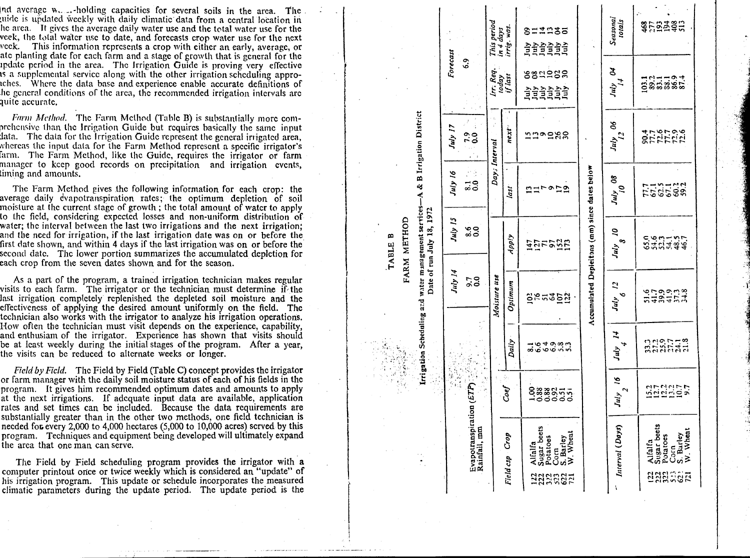and average w...-holding capacities for several soils in the area. The guide is updated weekly with daily climatic data from a central location in the area. It gives the average daily water use and the total water use for the week, the total water use to date, and forecasts crop water use for the next week. This information represents a crop with either an early, average, or late planting date for each farm and a stage of growth that is general for the update period in the area. The Irrigation Guide is proving very effective as a supplemental service along with the other irrigation scheduling approaches. Where the data base and experience enable accurate definitions of the general conditions of the area, the recommended irrigation intervals are quite accurate.

*Farm Method.* The Farm Method (Table B) is substantially more comprehensive than the Irrigation Guide but requires basically the same input data. The data for the Irrigation Guide represent the general irrigated area, whereas the input data for the Farm Method represent a specific irrigator's farm. The Farm Method, like the Guide, requires the irrigator or farm manager to keep good records on precipitation and irrigation events, timing and amounts.

The Farm Method gives the following information for each crop: the average daily evapotranspiration rates; the optimum depletion of soil moisture at the current stage of growth; the total amount of water to apply to the field, considering expected losses and non-uniform distribution of water; the interval between the last two irrigations and the next irrigation; and the need for irrigation, if the last irrigation date was on or before the first date shown, and within 4 days if the last irrigation was on or before the second date. The lower portion summarizes the accumulated depletion for each crop from the seven dates shown and for the season.

As a part of the program, a trained irrigation technician makes regular visits to each farm. The irrigator or the technician must determine if the last irrigation completely replenished the depleted soil moisture and the effectiveness of applying the desired amount uniformly on the field. The technician also works with the irrigator to analyze his irrigation operations. How often the technician must visit depends on the experience, capability, and enthusiasm of the irrigator. Experience has shown that visits should be at least weekly during the initial stages of the program. After a year, the visits can be reduced to alternate weeks or longer.

*Field by Field.* The Field by Field (Table C) concept provides the irrigator or farm manager with the daily soil moisture status of each of his fields in the program. It gives him recommended optimum dates and amounts to apply at the next irrigations. If adequate input data are available, application rates and set times can be included. Because the data requirements are substantially greater than in the other two methods, one field technician is needed for every 2,000 to 4,000 hectares (5,000 to 10,000 acres) served by this program. Techniques and equipment being developed will ultimately expand the area that one man can serve.

The Field by Field scheduling program provides the irrigator with a computer printout once or twice weekly which is considered an "update" of his irrigation program. This update or schedule incorporates the measured climatic parameters during the update period. The update period is the

TABLE B

FARM METHOD

Irrigation Scheduling and water management services—A & B Irrigation District

Date of run July 18, 1972

| | July 14 | July 15 | July 16 | July 17 | Forecast |
|---|---|---|---|---|---|
| Evapotranspiration (ETP), mm | 9.7 | 8.6 | 8.1 | 7.9 | 6.9 |
| Rainfall, mm | 0.0 | 0.0 | 0.0 | 0.0 | |

| Field csp | Crop | Coef | Moisture use Daily | Optimum | Apply | Days Interval last | next | Irr. Req. today if last | This period in 4 days irrig. was. |
|---|---|---|---|---|---|---|---|---|---|
| 122 | Alfalfa | 1.00 | 8.1 | 102 | 147 | 13 | 15 | July 06 | July 09 |
| 222 | Sugar beets | 0.88 | 6.6 | 76 | 127 | 11 | 13 | July 08 | July 11 |
| 322 | Potatoes | 0.88 | 6.4 | 51 | 71 | 7 | 9 | July 12 | July 14 |
| 523 | Corn | 0.92 | 6.9 | 64 | 97 | 9 | 10 | July 10 | July 13 |
| 622 | S. Barley | 0.51 | 5.8 | 107 | 152 | 17 | 26 | July 02 | July 04 |
| 721 | W. Wheat | 0.51 | 5.3 | 122 | 173 | 19 | 30 | July 30 | July 01 |

Accumulated Depletions (mm) since dates below

| Interval (Days) | | July 16 2 | July 14 4 | July 12 6 | July 10 8 | July 08 10 | July 06 12 | July 04 14 | Seasonal totals |
|---|---|---|---|---|---|---|---|---|---|
| 122 | Alfalfa | 15.2 | 33.3 | 51.6 | 65.0 | 77.7 | 90.4 | 103.1 | 468 |
| 222 | Sugar beets | 12.7 | 27.2 | 41.7 | 54.6 | 67.1 | 77.7 | 89.2 | 277 |
| 322 | Potatoes | 12.2 | 25.9 | 39.9 | 52.3 | 62.5 | 72.6 | 83.1 | 193 |
| 523 | Corn | 13.2 | 27.7 | 41.9 | 54.1 | 67.1 | 77.7 | 88.1 | 194 |
| 622 | S. Barley | 10.7 | 24.1 | 37.3 | 48.5 | 60.2 | 72.9 | 86.9 | 408 |
| 721 | W. Wheat | 9.7 | 21.8 | 34.8 | 46.7 | 59.2 | 72.6 | 87.4 | 513 |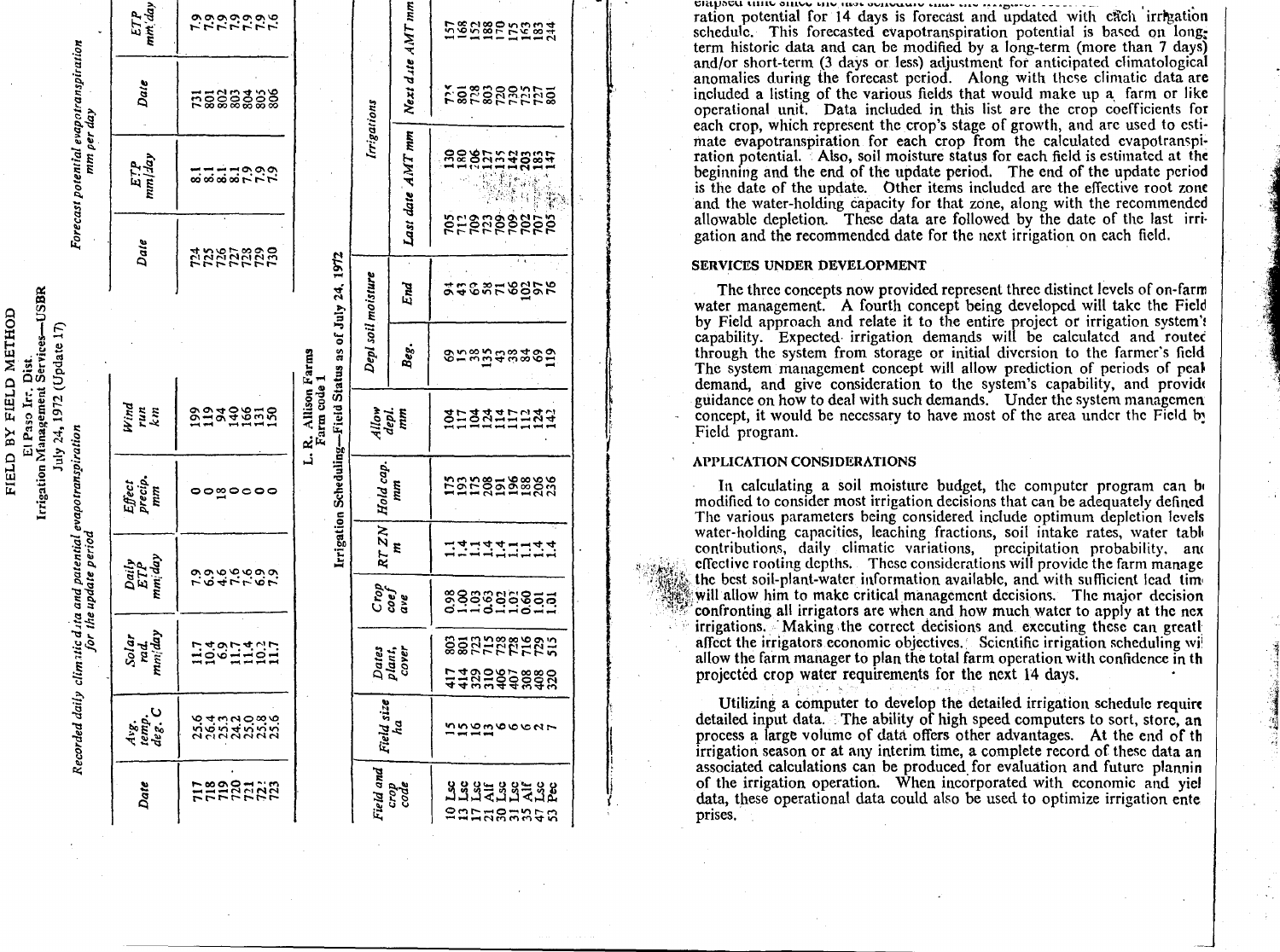**FIELD BY FIELD METHOD**
El Paso Irr. Dist.
Irrigation Management Services—USBR
July 24, 1972 (Update 17)

Recorded daily climatic data and potential evapotranspiration for the update period

| Date | Avg. temp. deg. C | Solar rad. mm/day | Daily ETP mm/day | Effect precip. mm | Wind run km |
|---|---|---|---|---|---|
| 717 | 25.6 | 11.7 | 7.9 | 0 | 199 |
| 718 | 26.4 | 10.4 | 6.9 | 0 | 119 |
| 719 | 25.3 | 6.9 | 4.6 | 18 | 94 |
| 720 | 24.2 | 11.7 | 7.6 | 0 | 140 |
| 721 | 25.0 | 11.4 | 7.6 | 0 | 166 |
| 722 | 25.8 | 10.2 | 6.9 | 0 | 131 |
| 723 | 25.6 | 11.7 | 7.9 | 0 | 150 |

Forecast potential evapotranspiration mm per day

| Date | ETP mm/day | Date | ETP mm/day |
|---|---|---|---|
| 724 | 8.1 | 731 | 7.9 |
| 725 | 8.1 | 801 | 7.9 |
| 726 | 8.1 | 802 | 7.9 |
| 727 | 8.1 | 803 | 7.9 |
| 728 | 7.9 | 804 | 7.9 |
| 729 | 7.9 | 805 | 7.9 |
| 730 | 7.9 | 806 | 7.6 |

L. R. Allison Farms
Farm code 1
Irrigation Scheduling—Field Status as of July 24, 1972

| Field and crop code | Field size ha | Dates plant, cover | | Crop coef ave | RT ZN m | Hold cap. mm | Allow depl. mm | Depl soil moisture | | Irrigations | | |
|---|---|---|---|---|---|---|---|---|---|---|---|---|
| | | | | | | | | Beg. | End | Last date AMT mm | | Next date AMT mm |
| 10 Lsc | 15 | 417 | 803 | 0.98 | 1.1 | 175 | 104 | 69 | 94 | 705 | 130 | 157 |
| 13 Lsc | 15 | 414 | 801 | 1.00 | 1.4 | 193 | 117 | 15 | 43 | 712 | 180 | 168 |
| 17 Lsc | 16 | 329 | 723 | 1.03 | 1.1 | 175 | 104 | 38 | 69 | 709 | 206 | 152 |
| 21 Alf | 13 | 310 | 715 | 0.63 | 1.4 | 208 | 124 | 135 | 58 | 723 | 127 | 188 |
| 30 Lsc | 6 | 406 | 728 | 1.02 | 1.4 | 191 | 114 | 43 | 71 | 709 | 135 | 170 |
| 31 Lsc | 6 | 407 | 728 | 1.02 | 1.1 | 196 | 117 | 38 | 66 | 709 | 142 | 175 |
| 35 Alf | 6 | 308 | 716 | 0.60 | 1.1 | 188 | 112 | 84 | 102 | 702 | 203 | 163 |
| 47 Lsc | 2 | 408 | 729 | 1.01 | 1.4 | 206 | 124 | 69 | 97 | 707 | 183 | 183 |
| 53 Pec | 7 | 320 | 515 | 1.01 | 1.4 | 236 | 142 | 119 | 76 | 705 | 147 | 244 |

elapsed time since the last schedule that the irrigation ... ration potential for 14 days is forecast and updated with each irrigation schedule. This forecasted evapotranspiration potential is based on long-term historic data and can be modified by a long-term (more than 7 days) and/or short-term (3 days or less) adjustment for anticipated climatological anomalies during the forecast period. Along with these climatic data are included a listing of the various fields that would make up a farm or like operational unit. Data included in this list are the crop coefficients for each crop, which represent the crop's stage of growth, and are used to estimate evapotranspiration for each crop from the calculated evapotranspiration potential. Also, soil moisture status for each field is estimated at the beginning and the end of the update period. The end of the update period is the date of the update. Other items included are the effective root zone and the water-holding capacity for that zone, along with the recommended allowable depletion. These data are followed by the date of the last irrigation and the recommended date for the next irrigation on each field.

## SERVICES UNDER DEVELOPMENT

The three concepts now provided represent three distinct levels of on-farm water management. A fourth concept being developed will take the Field by Field approach and relate it to the entire project or irrigation system's capability. Expected irrigation demands will be calculated and routed through the system from storage or initial diversion to the farmer's field. The system management concept will allow prediction of periods of peak demand, and give consideration to the system's capability, and provide guidance on how to deal with such demands. Under the system management concept, it would be necessary to have most of the area under the Field by Field program.

## APPLICATION CONSIDERATIONS

In calculating a soil moisture budget, the computer program can be modified to consider most irrigation decisions that can be adequately defined. The various parameters being considered include optimum depletion levels, water-holding capacities, leaching fractions, soil intake rates, water table contributions, daily climatic variations, precipitation probability, and effective rooting depths. These considerations will provide the farm manager the best soil-plant-water information available, and with sufficient lead time will allow him to make critical management decisions. The major decision confronting all irrigators are when and how much water to apply at the next irrigations. Making the correct decisions and executing these can greatly affect the irrigators economic objectives. Scientific irrigation scheduling will allow the farm manager to plan the total farm operation with confidence in the projected crop water requirements for the next 14 days.

Utilizing a computer to develop the detailed irrigation schedule requires detailed input data. The ability of high speed computers to sort, store, and process a large volume of data offers other advantages. At the end of the irrigation season or at any interim time, a complete record of these data and associated calculations can be produced for evaluation and future planning of the irrigation operation. When incorporated with economic and yield data, these operational data could also be used to optimize irrigation enterprises.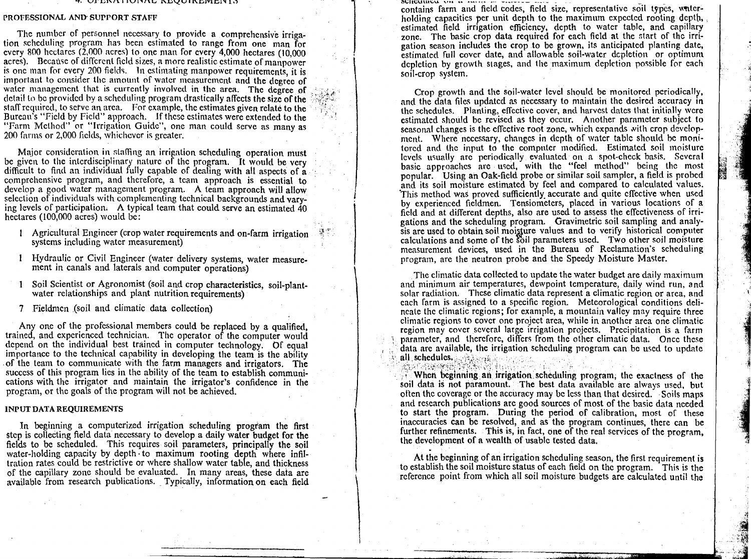## PROFESSIONAL AND SUPPORT STAFF

The number of personnel necessary to provide a comprehensive irrigation scheduling program has been estimated to range from one man for every 800 hectares (2,000 acres) to one man for every 4,000 hectares (10,000 acres). Because of different field sizes, a more realistic estimate of manpower is one man for every 200 fields. In estimating manpower requirements, it is important to consider the amount of water measurement and the degree of water management that is currently involved in the area. The degree of detail to be provided by a scheduling program drastically affects the size of the staff required, to serve an area. For example, the estimates given relate to the Bureau's "Field by Field" approach. If these estimates were extended to the "Farm Method" or "Irrigation Guide", one man could serve as many as 200 farms or 2,000 fields, whichever is greater.

Major consideration in staffing an irrigation scheduling operation must be given to the interdisciplinary nature of the program. It would be very difficult to find an individual fully capable of dealing with all aspects of a comprehensive program, and therefore, a team approach is essential to develop a good water management program. A team approach will allow selection of individuals with complementing technical backgrounds and varying levels of participation. A typical team that could serve an estimated 40 hectares (100,000 acres) would be:

- 1 Agricultural Engineer (crop water requirements and on-farm irrigation systems including water measurement)
- 1 Hydraulic or Civil Engineer (water delivery systems, water measurement in canals and laterals and computer operations)
- 1 Soil Scientist or Agronomist (soil and crop characteristics, soil-plant-water relationships and plant nutrition requirements)
- 7 Fieldmen (soil and climatic data collection)

Any one of the professional members could be replaced by a qualified, trained, and experienced technician. The operator of the computer would depend on the individual best trained in computer technology. Of equal importance to the technical capability in developing the team is the ability of the team to communicate with the farm managers and irrigators. The success of this program lies in the ability of the team to establish communications with the irrigator and maintain the irrigator's confidence in the program, or the goals of the program will not be achieved.

## INPUT DATA REQUIREMENTS

In beginning a computerized irrigation scheduling program the first step is collecting field data necessary to develop a daily water budget for the fields to be scheduled. This requires soil parameters, principally the soil water-holding capacity by depth to maximum rooting depth where infiltration rates could be restrictive or where shallow water table, and thickness of the capillary zone should be evaluated. In many areas, these data are available from research publications. Typically, information on each field scheduled on a farm is entered into a data file. It contains farm and field codes, field size, representative soil types, water-holding capacities per unit depth to the maximum expected rooting depth, estimated field irrigation efficiency, depth to water table, and capillary zone. The basic crop data required for each field at the start of the irrigation season includes the crop to be grown, its anticipated planting date, estimated full cover date, and allowable soil-water depletion or optimum depletion by growth stages, and the maximum depletion possible for each soil-crop system.

Crop growth and the soil-water level should be monitored periodically, and the data files updated as necessary to maintain the desired accuracy in the schedules. Planting, effective cover, and harvest dates that initially were estimated should be revised as they occur. Another parameter subject to seasonal changes is the effective root zone, which expands with crop development. Where necessary, changes in depth of water table should be monitored and the input to the computer modified. Estimated soil moisture levels usually are periodically evaluated on a spot-check basis. Several basic approaches are used, with the "feel method" being the most popular. Using an Oak-field probe or similar soil sampler, a field is probed and its soil moisture estimated by feel and compared to calculated values. This method was proved sufficiently accurate and quite effective when used by experienced fieldmen. Tensiometers, placed in various locations of a field and at different depths, also are used to assess the effectiveness of irrigations and the scheduling program. Gravimetric soil sampling and analysis are used to obtain soil moisture values and to verify historical computer calculations and some of the soil parameters used. Two other soil moisture measurement devices, used in the Bureau of Reclamation's scheduling program, are the neutron probe and the Speedy Moisture Master.

The climatic data collected to update the water budget are daily maximum and minimum air temperatures, dewpoint temperature, daily wind run, and solar radiation. These climatic data represent a climatic region or area, and each farm is assigned to a specific region. Meteorological conditions delineate the climatic regions; for example, a mountain valley may require three climatic regions to cover one project area, while in another area one climatic region may cover several large irrigation projects. Precipitation is a farm parameter, and therefore, differs from the other climatic data. Once these data are available, the irrigation scheduling program can be used to update all schedules.

When beginning an irrigation scheduling program, the exactness of the soil data is not paramount. The best data available are always used, but often the coverage or the accuracy may be less than that desired. Soils maps and research publications are good sources of most of the basic data needed to start the program. During the period of calibration, most of these inaccuracies can be resolved, and as the program continues, there can be further refinements. This is, in fact, one of the real services of the program, the development of a wealth of usable tested data.

At the beginning of an irrigation scheduling season, the first requirement is to establish the soil moisture status of each field on the program. This is the reference point from which all soil moisture budgets are calculated until the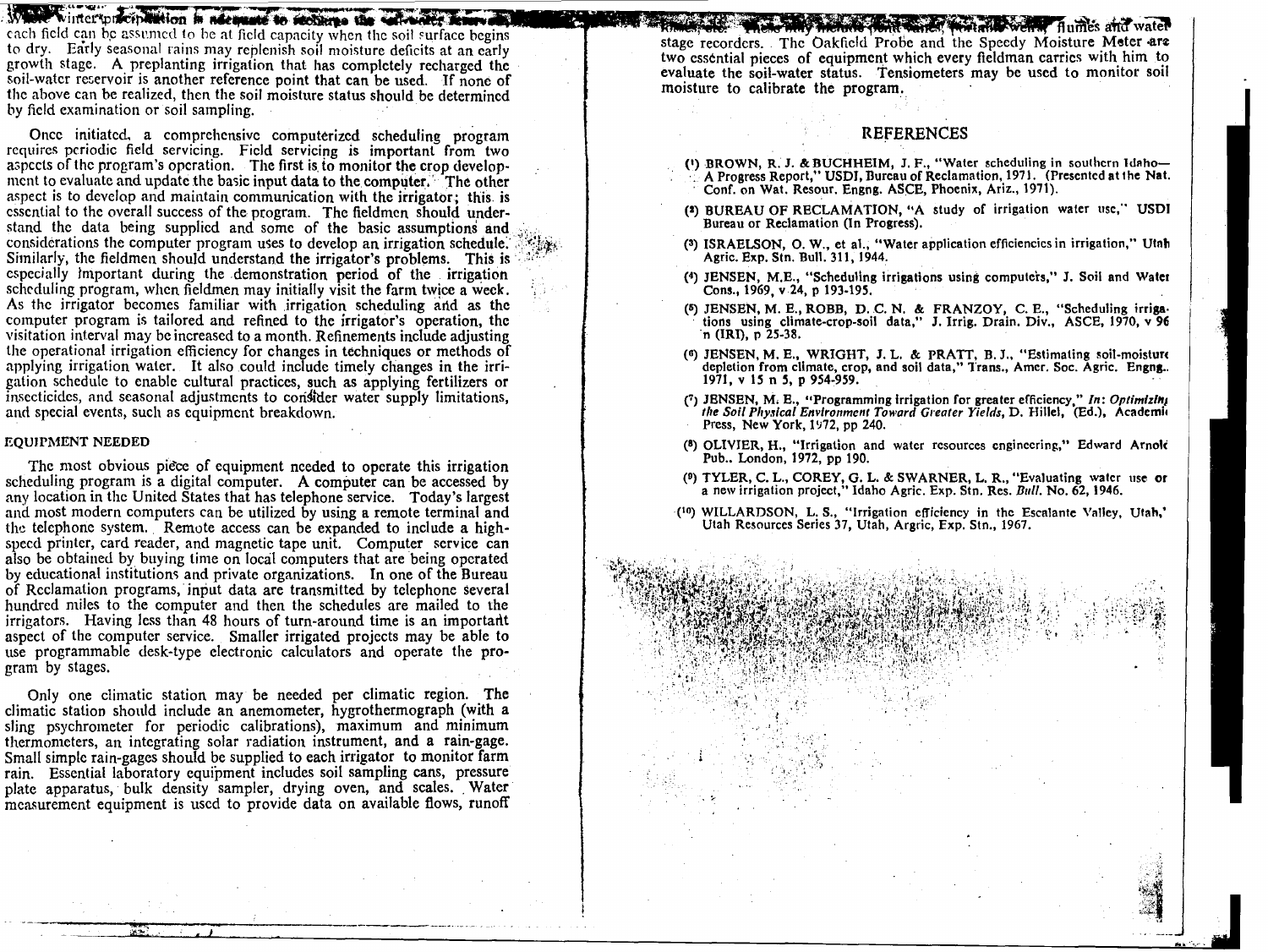Where winter precipitation is adequate to recharge the soil-water reservoir, each field can be assumed to be at field capacity when the soil surface begins to dry. Early seasonal rains may replenish soil moisture deficits at an early growth stage. A preplanting irrigation that has completely recharged the soil-water reservoir is another reference point that can be used. If none of the above can be realized, then the soil moisture status should be determined by field examination or soil sampling.

Once initiated, a comprehensive computerized scheduling program requires periodic field servicing. Field servicing is important from two aspects of the program's operation. The first is to monitor the crop development to evaluate and update the basic input data to the computer. The other aspect is to develop and maintain communication with the irrigator; this is essential to the overall success of the program. The fieldmen should understand the data being supplied and some of the basic assumptions and considerations the computer program uses to develop an irrigation schedule. Similarly, the fieldmen should understand the irrigator's problems. This is especially important during the demonstration period of the irrigation scheduling program, when fieldmen may initially visit the farm twice a week. As the irrigator becomes familiar with irrigation scheduling and as the computer program is tailored and refined to the irrigator's operation, the visitation interval may be increased to a month. Refinements include adjusting the operational irrigation efficiency for changes in techniques or methods of applying irrigation water. It also could include timely changes in the irrigation schedule to enable cultural practices, such as applying fertilizers or insecticides, and seasonal adjustments to consider water supply limitations, and special events, such as equipment breakdown.

## EQUIPMENT NEEDED

The most obvious piece of equipment needed to operate this irrigation scheduling program is a digital computer. A computer can be accessed by any location in the United States that has telephone service. Today's largest and most modern computers can be utilized by using a remote terminal and the telephone system. Remote access can be expanded to include a high-speed printer, card reader, and magnetic tape unit. Computer service can also be obtained by buying time on local computers that are being operated by educational institutions and private organizations. In one of the Bureau of Reclamation programs, input data are transmitted by telephone several hundred miles to the computer and then the schedules are mailed to the irrigators. Having less than 48 hours of turn-around time is an important aspect of the computer service. Smaller irrigated projects may be able to use programmable desk-type electronic calculators and operate the program by stages.

Only one climatic station may be needed per climatic region. The climatic station should include an anemometer, hygrothermograph (with a sling psychrometer for periodic calibrations), maximum and minimum thermometers, an integrating solar radiation instrument, and a rain-gage. Small simple rain-gages should be supplied to each irrigator to monitor farm rain. Essential laboratory equipment includes soil sampling cans, pressure plate apparatus, bulk density sampler, drying oven, and scales. Water measurement equipment is used to provide data on available flows, runoff amounts, etc. These may include point gages, Parshall flumes and water stage recorders. The Oakfield Probe and the Speedy Moisture Meter are two essential pieces of equipment which every fieldman carries with him to evaluate the soil-water status. Tensiometers may be used to monitor soil moisture to calibrate the program.

## REFERENCES

(1) BROWN, R. J. & BUCHHEIM, J. F., "Water scheduling in southern Idaho—A Progress Report," USDI, Bureau of Reclamation, 1971. (Presented at the Nat. Conf. on Wat. Resour. Engng. ASCE, Phoenix, Ariz., 1971).

(2) BUREAU OF RECLAMATION, "A study of irrigation water use," USDI Bureau or Reclamation (In Progress).

(3) ISRAELSON, O. W., et al., "Water application efficiencies in irrigation," Utah Agric. Exp. Stn. Bull. 311, 1944.

(4) JENSEN, M.E., "Scheduling irrigations using computers," J. Soil and Water Cons., 1969, v 24, p 193-195.

(5) JENSEN, M. E., ROBB, D. C. N. & FRANZOY, C. E., "Scheduling irrigations using climate-crop-soil data," J. Irrig. Drain. Div., ASCE, 1970, v 96 n (IRI), p 25-38.

(6) JENSEN, M. E., WRIGHT, J. L. & PRATT, B. J., "Estimating soil-moisture depletion from climate, crop, and soil data," Trans., Amer. Soc. Agric. Engng., 1971, v 15 n 5, p 954-959.

(7) JENSEN, M. E., "Programming irrigation for greater efficiency," *In: Optimizing the Soil Physical Environment Toward Greater Yields*, D. Hillel, (Ed.), Academic Press, New York, 1972, pp 240.

(8) OLIVIER, H., "Irrigation and water resources engineering," Edward Arnold Pub.. London, 1972, pp 190.

(9) TYLER, C. L., COREY, G. L. & SWARNER, L. R., "Evaluating water use on a new irrigation project," Idaho Agric. Exp. Stn. Res. *Bull.* No. 62, 1946.

(10) WILLARDSON, L. S., "Irrigation efficiency in the Escalante Valley, Utah," Utah Resources Series 37, Utah, Argric, Exp. Stn., 1967.